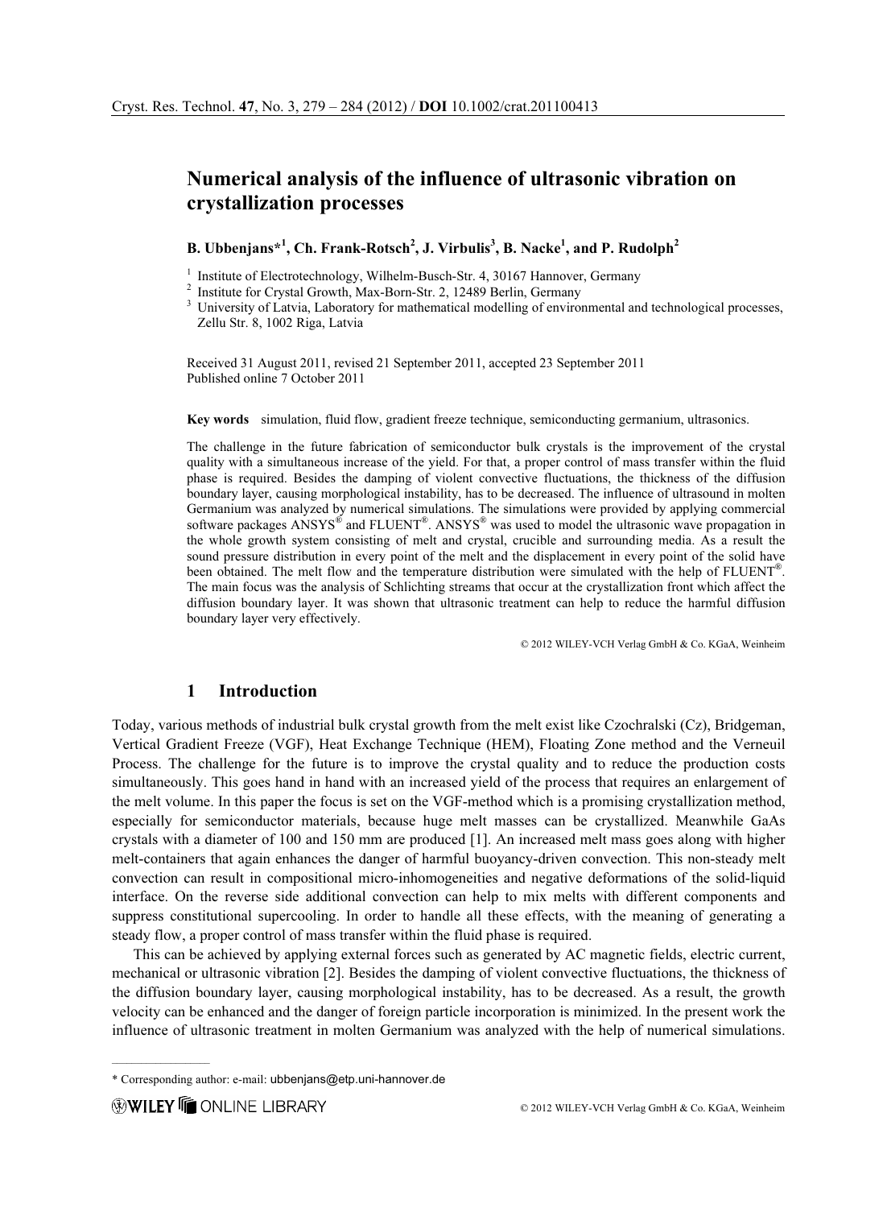# Numerical analysis of the influence of ultrasonic vibration on crystallization processes

**B. Ubbenjans*[1], Ch. Frank-Rotsch[2], J. Virbulis[3], B. Nacke[1], and P. Rudolph[2]**

[1] Institute of Electrotechnology, Wilhelm-Busch-Str. 4, 30167 Hannover, Germany
[2] Institute for Crystal Growth, Max-Born-Str. 2, 12489 Berlin, Germany
[3] University of Latvia, Laboratory for mathematical modelling of environmental and technological processes, Zellu Str. 8, 1002 Riga, Latvia

Received 31 August 2011, revised 21 September 2011, accepted 23 September 2011
Published online 7 October 2011

**Key words** simulation, fluid flow, gradient freeze technique, semiconducting germanium, ultrasonics.

The challenge in the future fabrication of semiconductor bulk crystals is the improvement of the crystal quality with a simultaneous increase of the yield. For that, a proper control of mass transfer within the fluid phase is required. Besides the damping of violent convective fluctuations, the thickness of the diffusion boundary layer, causing morphological instability, has to be decreased. The influence of ultrasound in molten Germanium was analyzed by numerical simulations. The simulations were provided by applying commercial software packages ANSYS® and FLUENT®. ANSYS® was used to model the ultrasonic wave propagation in the whole growth system consisting of melt and crystal, crucible and surrounding media. As a result the sound pressure distribution in every point of the melt and the displacement in every point of the solid have been obtained. The melt flow and the temperature distribution were simulated with the help of FLUENT®. The main focus was the analysis of Schlichting streams that occur at the crystallization front which affect the diffusion boundary layer. It was shown that ultrasonic treatment can help to reduce the harmful diffusion boundary layer very effectively.

© 2012 WILEY-VCH Verlag GmbH & Co. KGaA, Weinheim

## 1 Introduction

Today, various methods of industrial bulk crystal growth from the melt exist like Czochralski (Cz), Bridgeman, Vertical Gradient Freeze (VGF), Heat Exchange Technique (HEM), Floating Zone method and the Verneuil Process. The challenge for the future is to improve the crystal quality and to reduce the production costs simultaneously. This goes hand in hand with an increased yield of the process that requires an enlargement of the melt volume. In this paper the focus is set on the VGF-method which is a promising crystallization method, especially for semiconductor materials, because huge melt masses can be crystallized. Meanwhile GaAs crystals with a diameter of 100 and 150 mm are produced [1]. An increased melt mass goes along with higher melt-containers that again enhances the danger of harmful buoyancy-driven convection. This non-steady melt convection can result in compositional micro-inhomogeneities and negative deformations of the solid-liquid interface. On the reverse side additional convection can help to mix melts with different components and suppress constitutional supercooling. In order to handle all these effects, with the meaning of generating a steady flow, a proper control of mass transfer within the fluid phase is required.

This can be achieved by applying external forces such as generated by AC magnetic fields, electric current, mechanical or ultrasonic vibration [2]. Besides the damping of violent convective fluctuations, the thickness of the diffusion boundary layer, causing morphological instability, has to be decreased. As a result, the growth velocity can be enhanced and the danger of foreign particle incorporation is minimized. In the present work the influence of ultrasonic treatment in molten Germanium was analyzed with the help of numerical simulations.

* Corresponding author: e-mail: ubbenjans@etp.uni-hannover.de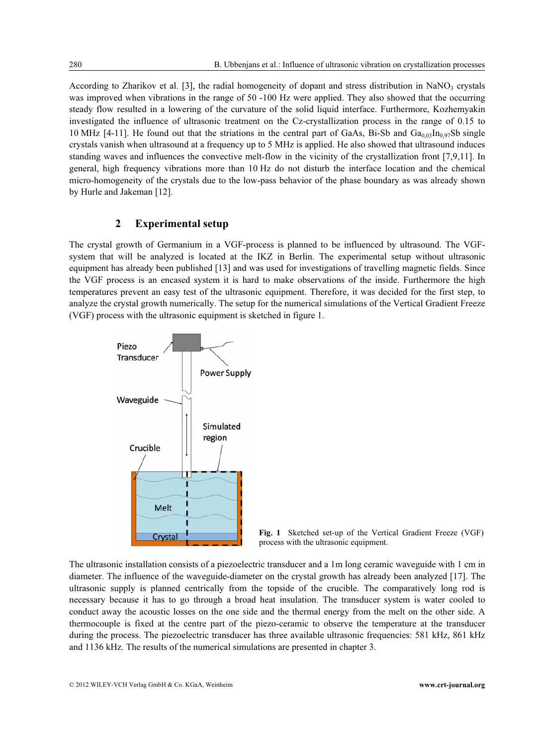According to Zharikov et al. [3], the radial homogeneity of dopant and stress distribution in $NaNO_3$ crystals was improved when vibrations in the range of 50 -100 Hz were applied. They also showed that the occurring steady flow resulted in a lowering of the curvature of the solid liquid interface. Furthermore, Kozhemyakin investigated the influence of ultrasonic treatment on the Cz-crystallization process in the range of 0.15 to 10 MHz [4-11]. He found out that the striations in the central part of GaAs, Bi-Sb and $Ga_{0,03}In_{0,97}Sb$ single crystals vanish when ultrasound at a frequency up to 5 MHz is applied. He also showed that ultrasound induces standing waves and influences the convective melt-flow in the vicinity of the crystallization front [7,9,11]. In general, high frequency vibrations more than 10 Hz do not disturb the interface location and the chemical micro-homogeneity of the crystals due to the low-pass behavior of the phase boundary as was already shown by Hurle and Jakeman [12].

## 2 Experimental setup

The crystal growth of Germanium in a VGF-process is planned to be influenced by ultrasound. The VGF-system that will be analyzed is located at the IKZ in Berlin. The experimental setup without ultrasonic equipment has already been published [13] and was used for investigations of travelling magnetic fields. Since the VGF process is an encased system it is hard to make observations of the inside. Furthermore the high temperatures prevent an easy test of the ultrasonic equipment. Therefore, it was decided for the first step, to analyze the crystal growth numerically. The setup for the numerical simulations of the Vertical Gradient Freeze (VGF) process with the ultrasonic equipment is sketched in figure 1.

**Fig. 1** Sketched set-up of the Vertical Gradient Freeze (VGF) process with the ultrasonic equipment.

The ultrasonic installation consists of a piezoelectric transducer and a 1m long ceramic waveguide with 1 cm in diameter. The influence of the waveguide-diameter on the crystal growth has already been analyzed [17]. The ultrasonic supply is planned centrically from the topside of the crucible. The comparatively long rod is necessary because it has to go through a broad heat insulation. The transducer system is water cooled to conduct away the acoustic losses on the one side and the thermal energy from the melt on the other side. A thermocouple is fixed at the centre part of the piezo-ceramic to observe the temperature at the transducer during the process. The piezoelectric transducer has three available ultrasonic frequencies: 581 kHz, 861 kHz and 1136 kHz. The results of the numerical simulations are presented in chapter 3.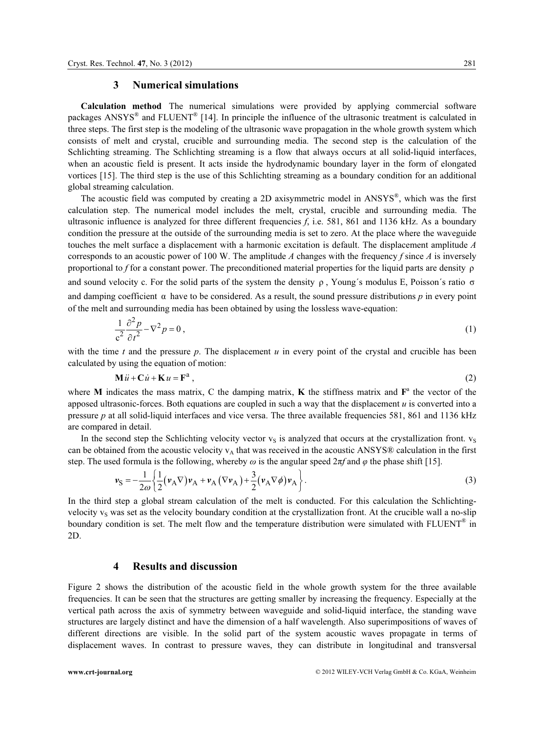## 3 Numerical simulations

**Calculation method** The numerical simulations were provided by applying commercial software packages ANSYS® and FLUENT® [14]. In principle the influence of the ultrasonic treatment is calculated in three steps. The first step is the modeling of the ultrasonic wave propagation in the whole growth system which consists of melt and crystal, crucible and surrounding media. The second step is the calculation of the Schlichting streaming. The Schlichting streaming is a flow that always occurs at all solid-liquid interfaces, when an acoustic field is present. It acts inside the hydrodynamic boundary layer in the form of elongated vortices [15]. The third step is the use of this Schlichting streaming as a boundary condition for an additional global streaming calculation.

The acoustic field was computed by creating a 2D axisymmetric model in ANSYS®, which was the first calculation step. The numerical model includes the melt, crystal, crucible and surrounding media. The ultrasonic influence is analyzed for three different frequencies *f*, i.e. 581, 861 and 1136 kHz. As a boundary condition the pressure at the outside of the surrounding media is set to zero. At the place where the waveguide touches the melt surface a displacement with a harmonic excitation is default. The displacement amplitude *A* corresponds to an acoustic power of 100 W. The amplitude *A* changes with the frequency *f* since *A* is inversely proportional to *f* for a constant power. The preconditioned material properties for the liquid parts are density $\rho$ and sound velocity c. For the solid parts of the system the density $\rho$, Young´s modulus E, Poisson´s ratio $\sigma$ and damping coefficient $\alpha$ have to be considered. As a result, the sound pressure distributions *p* in every point of the melt and surrounding media has been obtained by using the lossless wave-equation:

$$\frac{1}{\mathrm{c}^2}\frac{\partial^2 p}{\partial t^2} - \nabla^2 p = 0\,, \tag{1}$$

with the time *t* and the pressure *p*. The displacement *u* in every point of the crystal and crucible has been calculated by using the equation of motion:

$$\mathbf{M}\ddot{u} + \mathbf{C}\dot{u} + \mathbf{K}u = \mathbf{F}^{\mathrm{a}}\,, \tag{2}$$

where **M** indicates the mass matrix, C the damping matrix, **K** the stiffness matrix and $\mathbf{F}^{\mathrm{a}}$ the vector of the apposed ultrasonic-forces. Both equations are coupled in such a way that the displacement *u* is converted into a pressure *p* at all solid-liquid interfaces and vice versa. The three available frequencies 581, 861 and 1136 kHz are compared in detail.

In the second step the Schlichting velocity vector $v_S$ is analyzed that occurs at the crystallization front. $v_S$ can be obtained from the acoustic velocity $v_A$ that was received in the acoustic ANSYS® calculation in the first step. The used formula is the following, whereby $\omega$ is the angular speed $2\pi f$ and $\varphi$ the phase shift [15].

$$\boldsymbol{v}_{\mathrm{S}} = -\frac{1}{2\omega}\left\{\frac{1}{2}\left(\boldsymbol{v}_{\mathrm{A}}\nabla\right)\boldsymbol{v}_{\mathrm{A}} + \boldsymbol{v}_{\mathrm{A}}\left(\nabla\boldsymbol{v}_{\mathrm{A}}\right) + \frac{3}{2}\left(\boldsymbol{v}_{\mathrm{A}}\nabla\phi\right)\boldsymbol{v}_{\mathrm{A}}\right\}. \tag{3}$$

In the third step a global stream calculation of the melt is conducted. For this calculation the Schlichting-velocity $v_S$ was set as the velocity boundary condition at the crystallization front. At the crucible wall a no-slip boundary condition is set. The melt flow and the temperature distribution were simulated with FLUENT® in 2D.

## 4 Results and discussion

Figure 2 shows the distribution of the acoustic field in the whole growth system for the three available frequencies. It can be seen that the structures are getting smaller by increasing the frequency. Especially at the vertical path across the axis of symmetry between waveguide and solid-liquid interface, the standing wave structures are largely distinct and have the dimension of a half wavelength. Also superimpositions of waves of different directions are visible. In the solid part of the system acoustic waves propagate in terms of displacement waves. In contrast to pressure waves, they can distribute in longitudinal and transversal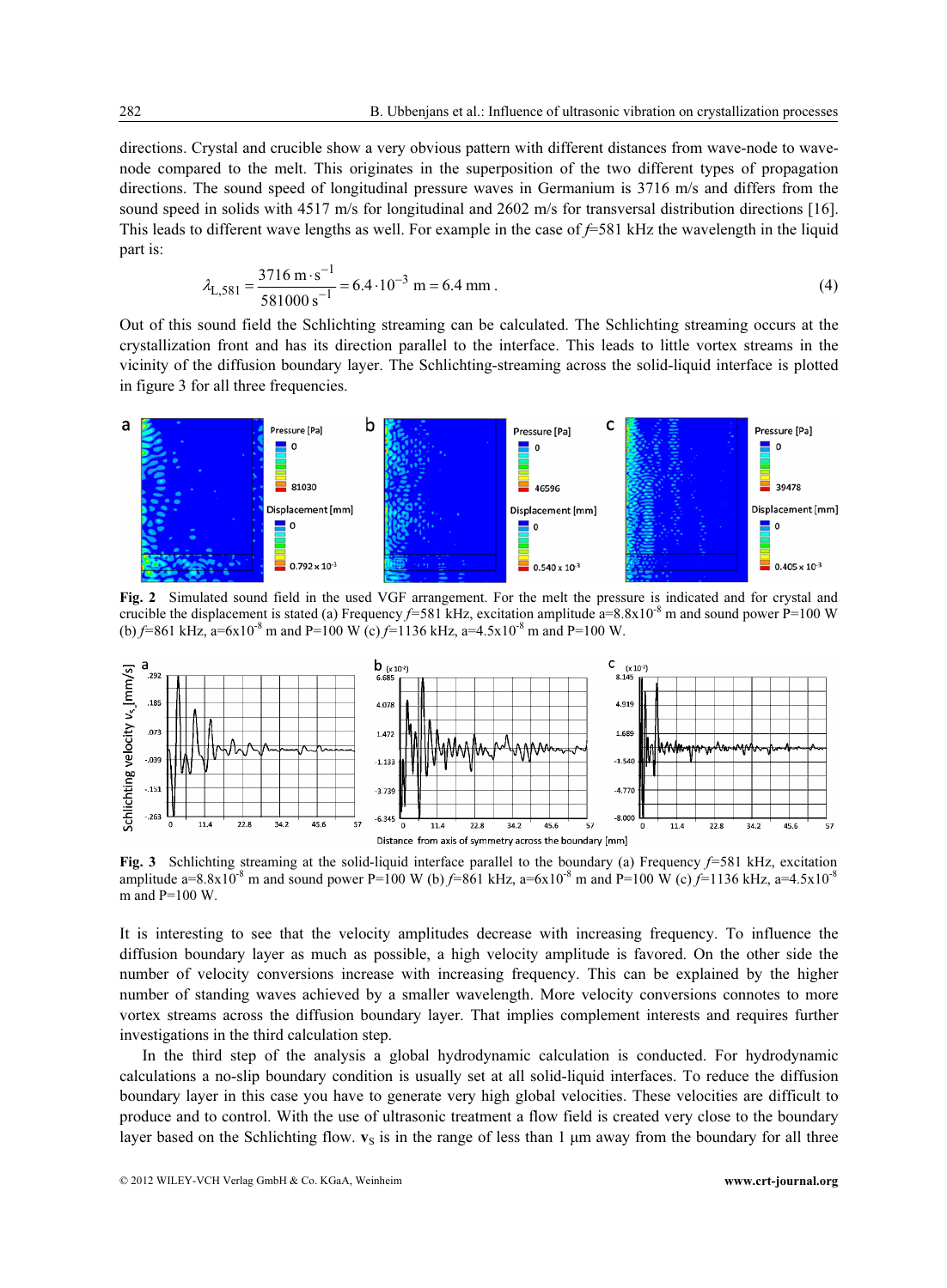directions. Crystal and crucible show a very obvious pattern with different distances from wave-node to wave-node compared to the melt. This originates in the superposition of the two different types of propagation directions. The sound speed of longitudinal pressure waves in Germanium is 3716 m/s and differs from the sound speed in solids with 4517 m/s for longitudinal and 2602 m/s for transversal distribution directions [16]. This leads to different wave lengths as well. For example in the case of $f$=581 kHz the wavelength in the liquid part is:

$$\lambda_{L,581} = \frac{3716\ \mathrm{m \cdot s^{-1}}}{581000\ \mathrm{s^{-1}}} = 6.4 \cdot 10^{-3}\ \mathrm{m} = 6.4\ \mathrm{mm}\,. \tag{4}$$

Out of this sound field the Schlichting streaming can be calculated. The Schlichting streaming occurs at the crystallization front and has its direction parallel to the interface. This leads to little vortex streams in the vicinity of the diffusion boundary layer. The Schlichting-streaming across the solid-liquid interface is plotted in figure 3 for all three frequencies.

**Fig. 2** Simulated sound field in the used VGF arrangement. For the melt the pressure is indicated and for crystal and crucible the displacement is stated (a) Frequency $f$=581 kHz, excitation amplitude a=8.8x10$^{-8}$ m and sound power P=100 W (b) $f$=861 kHz, a=6x10$^{-8}$ m and P=100 W (c) $f$=1136 kHz, a=4.5x10$^{-8}$ m and P=100 W.

**Fig. 3** Schlichting streaming at the solid-liquid interface parallel to the boundary (a) Frequency $f$=581 kHz, excitation amplitude a=8.8x10$^{-8}$ m and sound power P=100 W (b) $f$=861 kHz, a=6x10$^{-8}$ m and P=100 W (c) $f$=1136 kHz, a=4.5x10$^{-8}$ m and P=100 W.

It is interesting to see that the velocity amplitudes decrease with increasing frequency. To influence the diffusion boundary layer as much as possible, a high velocity amplitude is favored. On the other side the number of velocity conversions increase with increasing frequency. This can be explained by the higher number of standing waves achieved by a smaller wavelength. More velocity conversions connotes to more vortex streams across the diffusion boundary layer. That implies complement interests and requires further investigations in the third calculation step.

In the third step of the analysis a global hydrodynamic calculation is conducted. For hydrodynamic calculations a no-slip boundary condition is usually set at all solid-liquid interfaces. To reduce the diffusion boundary layer in this case you have to generate very high global velocities. These velocities are difficult to produce and to control. With the use of ultrasonic treatment a flow field is created very close to the boundary layer based on the Schlichting flow. $\mathbf{v}_S$ is in the range of less than 1 µm away from the boundary for all three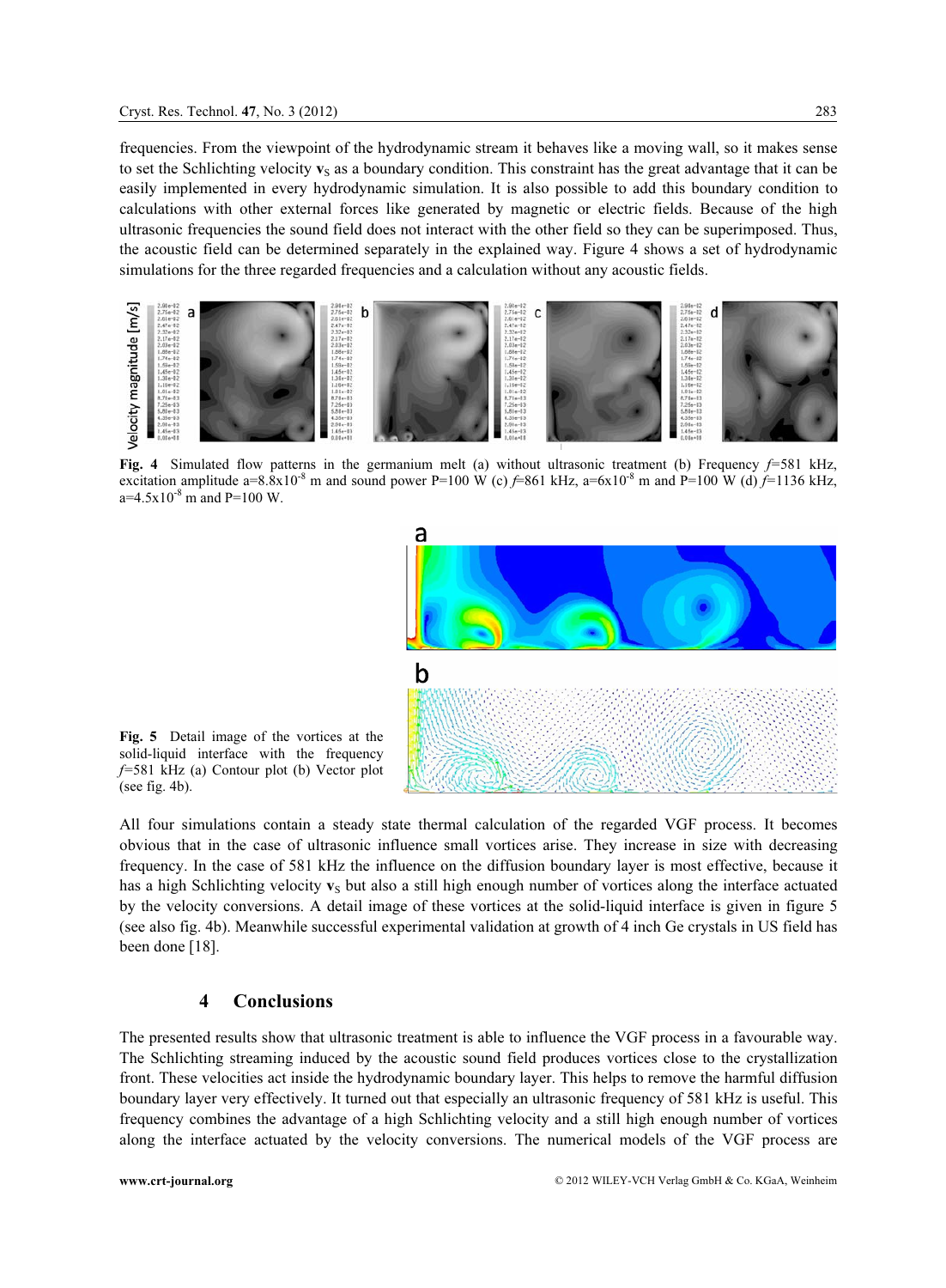frequencies. From the viewpoint of the hydrodynamic stream it behaves like a moving wall, so it makes sense to set the Schlichting velocity $\mathbf{v}_S$ as a boundary condition. This constraint has the great advantage that it can be easily implemented in every hydrodynamic simulation. It is also possible to add this boundary condition to calculations with other external forces like generated by magnetic or electric fields. Because of the high ultrasonic frequencies the sound field does not interact with the other field so they can be superimposed. Thus, the acoustic field can be determined separately in the explained way. Figure 4 shows a set of hydrodynamic simulations for the three regarded frequencies and a calculation without any acoustic fields.

**Fig. 4** Simulated flow patterns in the germanium melt (a) without ultrasonic treatment (b) Frequency *f*=581 kHz, excitation amplitude a=8.8x10$^{-8}$ m and sound power P=100 W (c) *f*=861 kHz, a=6x10$^{-8}$ m and P=100 W (d) *f*=1136 kHz, a=4.5x10$^{-8}$ m and P=100 W.

**Fig. 5** Detail image of the vortices at the solid-liquid interface with the frequency *f*=581 kHz (a) Contour plot (b) Vector plot (see fig. 4b).

All four simulations contain a steady state thermal calculation of the regarded VGF process. It becomes obvious that in the case of ultrasonic influence small vortices arise. They increase in size with decreasing frequency. In the case of 581 kHz the influence on the diffusion boundary layer is most effective, because it has a high Schlichting velocity $\mathbf{v}_S$ but also a still high enough number of vortices along the interface actuated by the velocity conversions. A detail image of these vortices at the solid-liquid interface is given in figure 5 (see also fig. 4b). Meanwhile successful experimental validation at growth of 4 inch Ge crystals in US field has been done [18].

## 4 Conclusions

The presented results show that ultrasonic treatment is able to influence the VGF process in a favourable way. The Schlichting streaming induced by the acoustic sound field produces vortices close to the crystallization front. These velocities act inside the hydrodynamic boundary layer. This helps to remove the harmful diffusion boundary layer very effectively. It turned out that especially an ultrasonic frequency of 581 kHz is useful. This frequency combines the advantage of a high Schlichting velocity and a still high enough number of vortices along the interface actuated by the velocity conversions. The numerical models of the VGF process are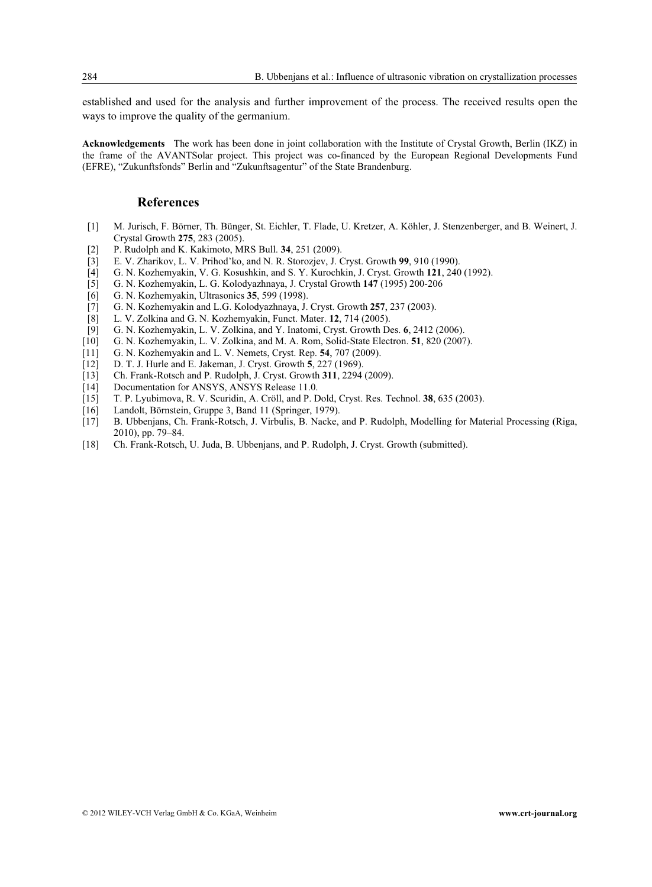established and used for the analysis and further improvement of the process. The received results open the ways to improve the quality of the germanium.

**Acknowledgements** The work has been done in joint collaboration with the Institute of Crystal Growth, Berlin (IKZ) in the frame of the AVANTSolar project. This project was co-financed by the European Regional Developments Fund (EFRE), "Zukunftsfonds" Berlin and "Zukunftsagentur" of the State Brandenburg.

## References

[1] M. Jurisch, F. Börner, Th. Bünger, St. Eichler, T. Flade, U. Kretzer, A. Köhler, J. Stenzenberger, and B. Weinert, J. Crystal Growth **275**, 283 (2005).
[2] P. Rudolph and K. Kakimoto, MRS Bull. **34**, 251 (2009).
[3] E. V. Zharikov, L. V. Prihod'ko, and N. R. Storozjev, J. Cryst. Growth **99**, 910 (1990).
[4] G. N. Kozhemyakin, V. G. Kosushkin, and S. Y. Kurochkin, J. Cryst. Growth **121**, 240 (1992).
[5] G. N. Kozhemyakin, L. G. Kolodyazhnaya, J. Crystal Growth **147** (1995) 200-206
[6] G. N. Kozhemyakin, Ultrasonics **35**, 599 (1998).
[7] G. N. Kozhemyakin and L.G. Kolodyazhnaya, J. Cryst. Growth **257**, 237 (2003).
[8] L. V. Zolkina and G. N. Kozhemyakin, Funct. Mater. **12**, 714 (2005).
[9] G. N. Kozhemyakin, L. V. Zolkina, and Y. Inatomi, Cryst. Growth Des. **6**, 2412 (2006).
[10] G. N. Kozhemyakin, L. V. Zolkina, and M. A. Rom, Solid-State Electron. **51**, 820 (2007).
[11] G. N. Kozhemyakin and L. V. Nemets, Cryst. Rep. **54**, 707 (2009).
[12] D. T. J. Hurle and E. Jakeman, J. Cryst. Growth **5**, 227 (1969).
[13] Ch. Frank-Rotsch and P. Rudolph, J. Cryst. Growth **311**, 2294 (2009).
[14] Documentation for ANSYS, ANSYS Release 11.0.
[15] T. P. Lyubimova, R. V. Scuridin, A. Cröll, and P. Dold, Cryst. Res. Technol. **38**, 635 (2003).
[16] Landolt, Börnstein, Gruppe 3, Band 11 (Springer, 1979).
[17] B. Ubbenjans, Ch. Frank-Rotsch, J. Virbulis, B. Nacke, and P. Rudolph, Modelling for Material Processing (Riga, 2010), pp. 79–84.
[18] Ch. Frank-Rotsch, U. Juda, B. Ubbenjans, and P. Rudolph, J. Cryst. Growth (submitted).